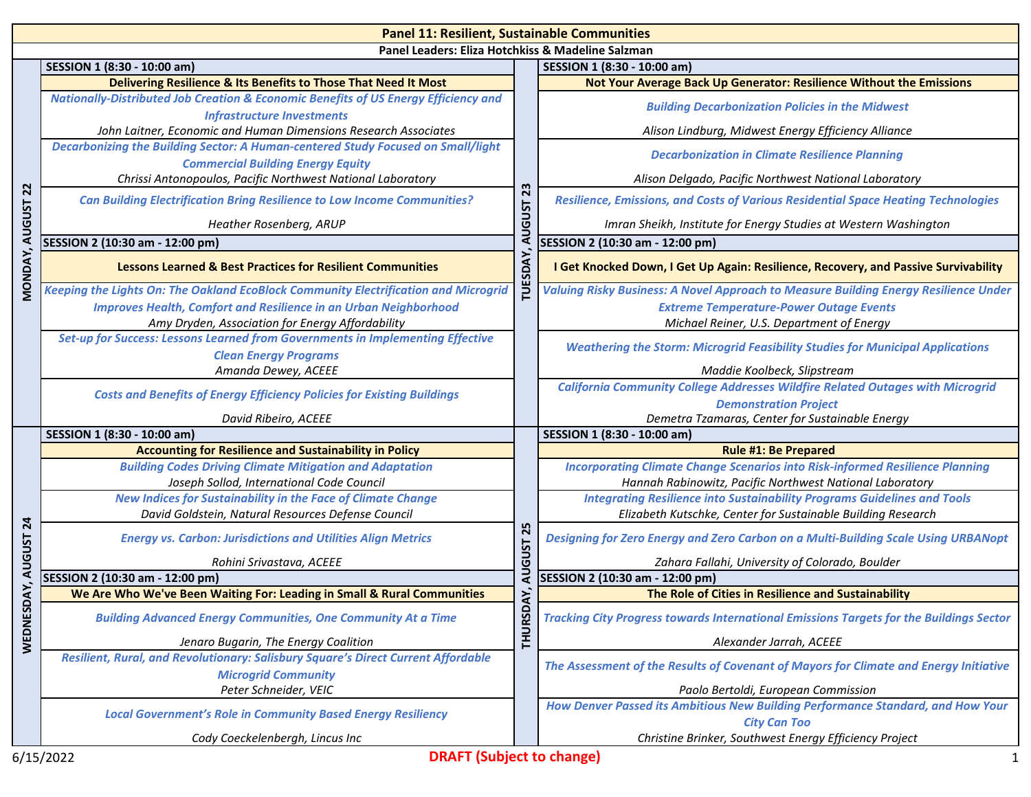# Panel 11: Resilient, Sustainable Communities

**Panel Leaders: Eliza Hotchkiss & Madeline Salzman**

## MONDAY, AUGUST 22

### SESSION 1 (8:30 - 10:00 am)

**Delivering Resilience & Its Benefits to Those That Need It Most**

***Nationally-Distributed Job Creation & Economic Benefits of US Energy Efficiency and Infrastructure Investments***
*John Laitner, Economic and Human Dimensions Research Associates*

***Decarbonizing the Building Sector: A Human-centered Study Focused on Small/light Commercial Building Energy Equity***
*Chrissi Antonopoulos, Pacific Northwest National Laboratory*

***Can Building Electrification Bring Resilience to Low Income Communities?***
*Heather Rosenberg, ARUP*

### SESSION 2 (10:30 am - 12:00 pm)

**Lessons Learned & Best Practices for Resilient Communities**

***Keeping the Lights On: The Oakland EcoBlock Community Electrification and Microgrid Improves Health, Comfort and Resilience in an Urban Neighborhood***
*Amy Dryden, Association for Energy Affordability*

***Set-up for Success: Lessons Learned from Governments in Implementing Effective Clean Energy Programs***
*Amanda Dewey, ACEEE*

***Costs and Benefits of Energy Efficiency Policies for Existing Buildings***
*David Ribeiro, ACEEE*

## TUESDAY, AUGUST 23

### SESSION 1 (8:30 - 10:00 am)

**Not Your Average Back Up Generator: Resilience Without the Emissions**

***Building Decarbonization Policies in the Midwest***
*Alison Lindburg, Midwest Energy Efficiency Alliance*

***Decarbonization in Climate Resilience Planning***
*Alison Delgado, Pacific Northwest National Laboratory*

***Resilience, Emissions, and Costs of Various Residential Space Heating Technologies***
*Imran Sheikh, Institute for Energy Studies at Western Washington*

### SESSION 2 (10:30 am - 12:00 pm)

**I Get Knocked Down, I Get Up Again: Resilience, Recovery, and Passive Survivability**

***Valuing Risky Business: A Novel Approach to Measure Building Energy Resilience Under Extreme Temperature-Power Outage Events***
*Michael Reiner, U.S. Department of Energy*

***Weathering the Storm: Microgrid Feasibility Studies for Municipal Applications***
*Maddie Koolbeck, Slipstream*

***California Community College Addresses Wildfire Related Outages with Microgrid Demonstration Project***
*Demetra Tzamaras, Center for Sustainable Energy*

## WEDNESDAY, AUGUST 24

### SESSION 1 (8:30 - 10:00 am)

**Accounting for Resilience and Sustainability in Policy**

***Building Codes Driving Climate Mitigation and Adaptation***
*Joseph Sollod, International Code Council*

***New Indices for Sustainability in the Face of Climate Change***
*David Goldstein, Natural Resources Defense Council*

***Energy vs. Carbon: Jurisdictions and Utilities Align Metrics***
*Rohini Srivastava, ACEEE*

### SESSION 2 (10:30 am - 12:00 pm)

**We Are Who We've Been Waiting For: Leading in Small & Rural Communities**

***Building Advanced Energy Communities, One Community At a Time***
*Jenaro Bugarin, The Energy Coalition*

***Resilient, Rural, and Revolutionary: Salisbury Square's Direct Current Affordable Microgrid Community***
*Peter Schneider, VEIC*

***Local Government's Role in Community Based Energy Resiliency***
*Cody Coeckelenbergh, Lincus Inc*

## THURSDAY, AUGUST 25

### SESSION 1 (8:30 - 10:00 am)

**Rule #1: Be Prepared**

***Incorporating Climate Change Scenarios into Risk-informed Resilience Planning***
*Hannah Rabinowitz, Pacific Northwest National Laboratory*

***Integrating Resilience into Sustainability Programs Guidelines and Tools***
*Elizabeth Kutschke, Center for Sustainable Building Research*

***Designing for Zero Energy and Zero Carbon on a Multi-Building Scale Using URBANopt***
*Zahara Fallahi, University of Colorado, Boulder*

### SESSION 2 (10:30 am - 12:00 pm)

**The Role of Cities in Resilience and Sustainability**

***Tracking City Progress towards International Emissions Targets for the Buildings Sector***
*Alexander Jarrah, ACEEE*

***The Assessment of the Results of Covenant of Mayors for Climate and Energy Initiative***
*Paolo Bertoldi, European Commission*

***How Denver Passed its Ambitious New Building Performance Standard, and How Your City Can Too***
*Christine Brinker, Southwest Energy Efficiency Project*

6/15/2022

**DRAFT (Subject to change)**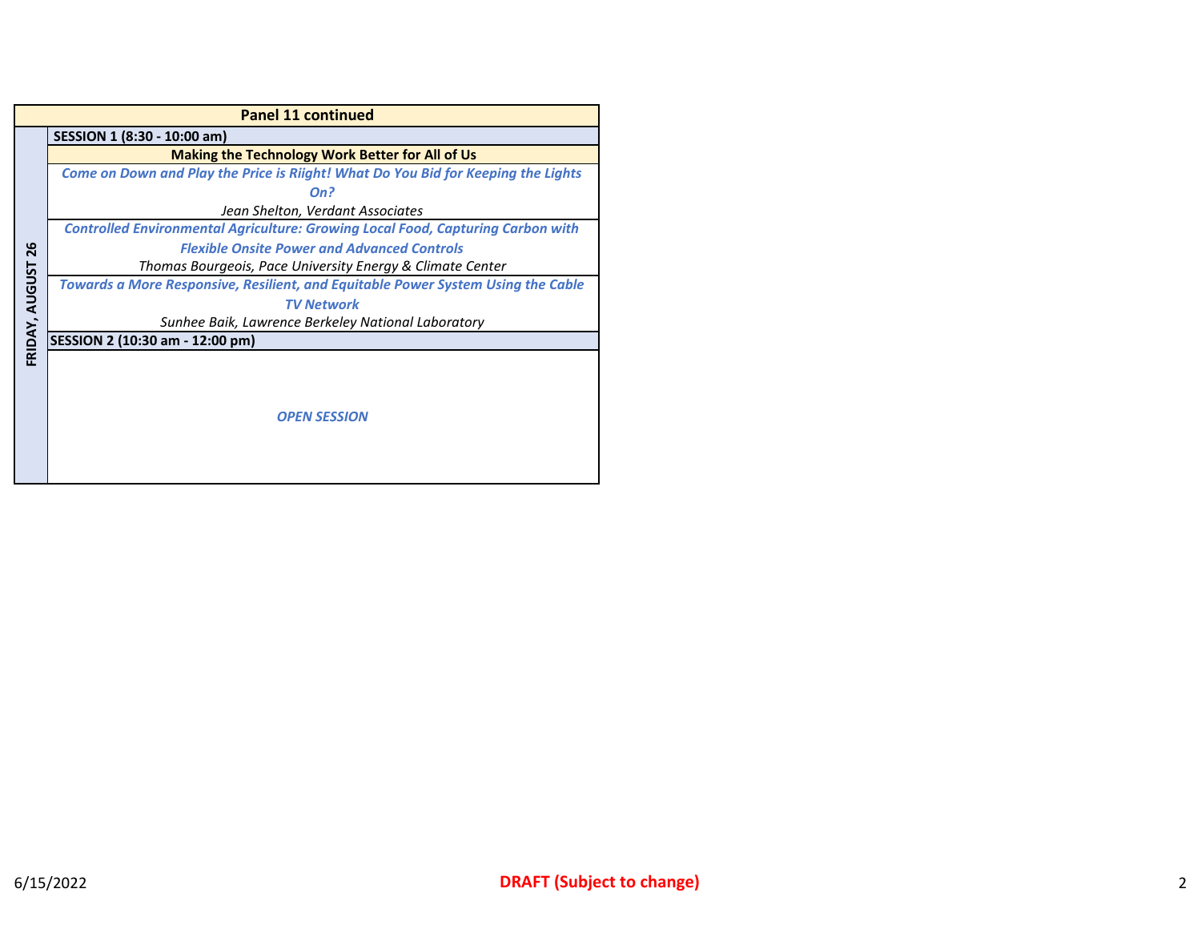| Panel 11 continued | |
|---|---|
| FRIDAY, AUGUST 26 | **SESSION 1 (8:30 - 10:00 am)** |
| | **Making the Technology Work Better for All of Us** |
| | ***Come on Down and Play the Price is Riight! What Do You Bid for Keeping the Lights On?*** <br> *Jean Shelton, Verdant Associates* |
| | ***Controlled Environmental Agriculture: Growing Local Food, Capturing Carbon with Flexible Onsite Power and Advanced Controls*** <br> *Thomas Bourgeois, Pace University Energy & Climate Center* |
| | ***Towards a More Responsive, Resilient, and Equitable Power System Using the Cable TV Network*** <br> *Sunhee Baik, Lawrence Berkeley National Laboratory* |
| | **SESSION 2 (10:30 am - 12:00 pm)** |
| | ***OPEN SESSION*** |

6/15/2022

**DRAFT (Subject to change)**